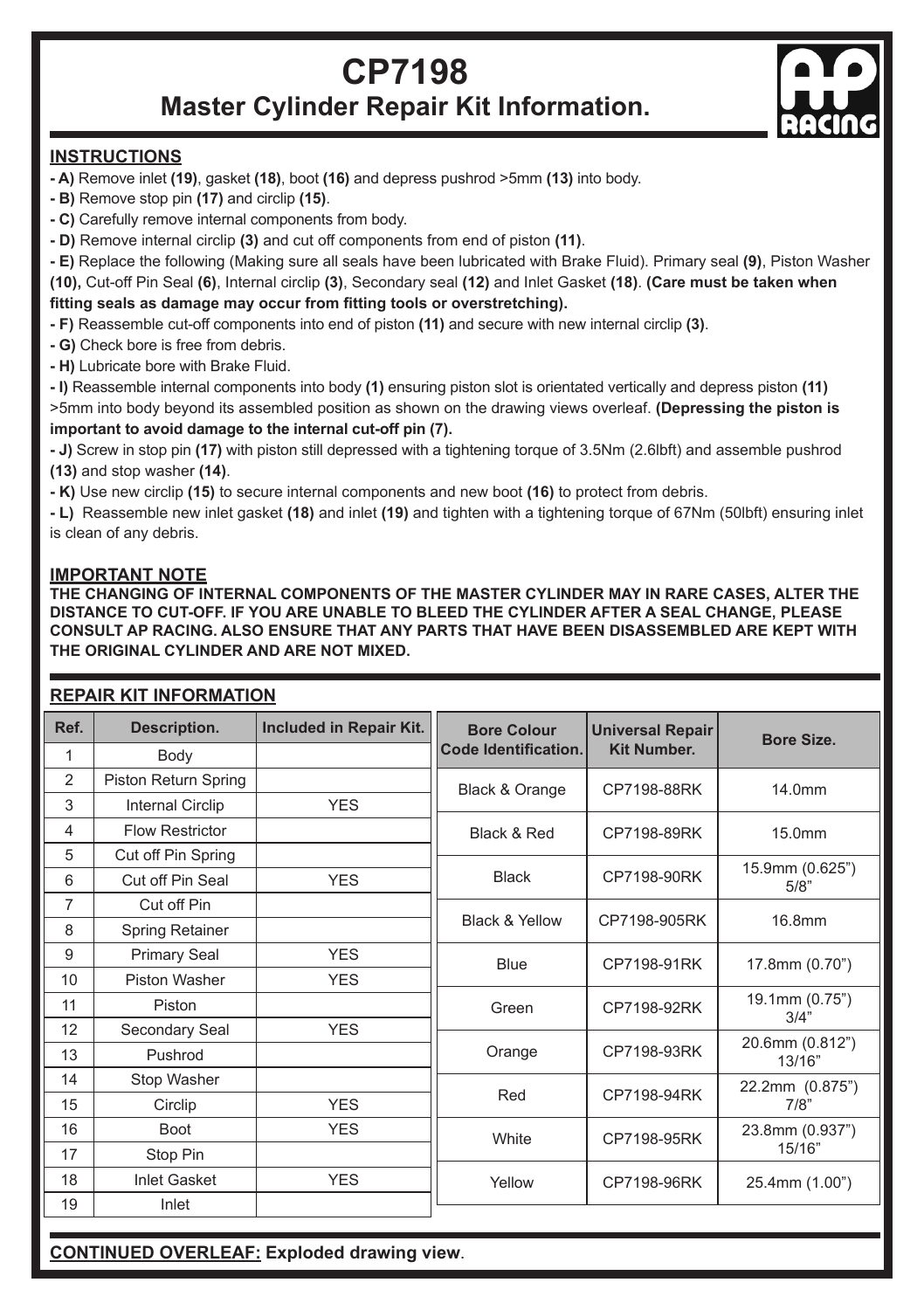# CP7198

## Master Cylinder Repair Kit Information.

### INSTRUCTIONS

- **A)** Remove inlet **(19)**, gasket **(18)**, boot **(16)** and depress pushrod >5mm **(13)** into body.
- **B)** Remove stop pin **(17)** and circlip **(15)**.
- **C)** Carefully remove internal components from body.
- **D)** Remove internal circlip **(3)** and cut off components from end of piston **(11)**.
- **E)** Replace the following (Making sure all seals have been lubricated with Brake Fluid). Primary seal **(9)**, Piston Washer **(10),** Cut-off Pin Seal **(6)**, Internal circlip **(3)**, Secondary seal **(12)** and Inlet Gasket **(18)**. **(Care must be taken when fitting seals as damage may occur from fitting tools or overstretching).**
- **F)** Reassemble cut-off components into end of piston **(11)** and secure with new internal circlip **(3)**.
- **G)** Check bore is free from debris.
- **H)** Lubricate bore with Brake Fluid.
- **I)** Reassemble internal components into body **(1)** ensuring piston slot is orientated vertically and depress piston **(11)** >5mm into body beyond its assembled position as shown on the drawing views overleaf. **(Depressing the piston is important to avoid damage to the internal cut-off pin (7).**
- **J)** Screw in stop pin **(17)** with piston still depressed with a tightening torque of 3.5Nm (2.6lbft) and assemble pushrod **(13)** and stop washer **(14)**.
- **K)** Use new circlip **(15)** to secure internal components and new boot **(16)** to protect from debris.
- **L)** Reassemble new inlet gasket **(18)** and inlet **(19)** and tighten with a tightening torque of 67Nm (50lbft) ensuring inlet is clean of any debris.

### IMPORTANT NOTE

**THE CHANGING OF INTERNAL COMPONENTS OF THE MASTER CYLINDER MAY IN RARE CASES, ALTER THE DISTANCE TO CUT-OFF. IF YOU ARE UNABLE TO BLEED THE CYLINDER AFTER A SEAL CHANGE, PLEASE CONSULT AP RACING. ALSO ENSURE THAT ANY PARTS THAT HAVE BEEN DISASSEMBLED ARE KEPT WITH THE ORIGINAL CYLINDER AND ARE NOT MIXED.**

### REPAIR KIT INFORMATION

| Ref. | Description. | Included in Repair Kit. |
|---|---|---|
| 1 | Body | |
| 2 | Piston Return Spring | |
| 3 | Internal Circlip | YES |
| 4 | Flow Restrictor | |
| 5 | Cut off Pin Spring | |
| 6 | Cut off Pin Seal | YES |
| 7 | Cut off Pin | |
| 8 | Spring Retainer | |
| 9 | Primary Seal | YES |
| 10 | Piston Washer | YES |
| 11 | Piston | |
| 12 | Secondary Seal | YES |
| 13 | Pushrod | |
| 14 | Stop Washer | |
| 15 | Circlip | YES |
| 16 | Boot | YES |
| 17 | Stop Pin | |
| 18 | Inlet Gasket | YES |
| 19 | Inlet | |

| Bore Colour Code Identification. | Universal Repair Kit Number. | Bore Size. |
|---|---|---|
| Black & Orange | CP7198-88RK | 14.0mm |
| Black & Red | CP7198-89RK | 15.0mm |
| Black | CP7198-90RK | 15.9mm (0.625") 5/8" |
| Black & Yellow | CP7198-905RK | 16.8mm |
| Blue | CP7198-91RK | 17.8mm (0.70") |
| Green | CP7198-92RK | 19.1mm (0.75") 3/4" |
| Orange | CP7198-93RK | 20.6mm (0.812") 13/16" |
| Red | CP7198-94RK | 22.2mm (0.875") 7/8" |
| White | CP7198-95RK | 23.8mm (0.937") 15/16" |
| Yellow | CP7198-96RK | 25.4mm (1.00") |

**CONTINUED OVERLEAF:** **Exploded drawing view**.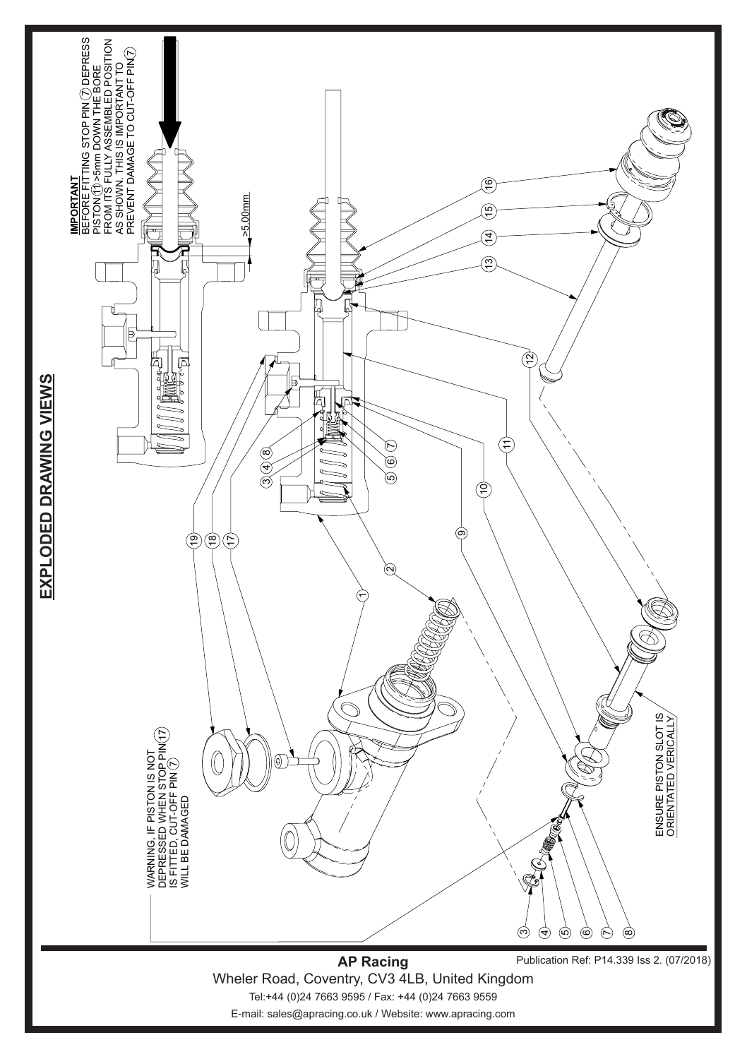## EXPLODED DRAWING VIEWS

**IMPORTANT**
BEFORE FITTING STOP PIN (7) DEPRESS PISTON (11) >5mm DOWN THE BORE FROM ITS FULLY ASSEMBLED POSITION AS SHOWN. THIS IS IMPORTANT TO PREVENT DAMAGE TO CUT-OFF PIN (7)

>5.00mm

WARNING, IF PISTON IS NOT DEPRESSED WHEN STOP PIN (17) IS FITTED, CUT-OFF PIN (7) WILL BE DAMAGED

ENSURE PISTON SLOT IS ORIENTATED VERICALLY

1 2 3 4 5 6 7 8 9 10 11 12 13 14 15 16 17 18 19

**AP Racing**
Publication Ref: P14.339 Iss 2. (07/2018)
Wheler Road, Coventry, CV3 4LB, United Kingdom
Tel:+44 (0)24 7663 9595 / Fax: +44 (0)24 7663 9559
E-mail: sales@apracing.co.uk / Website: www.apracing.com